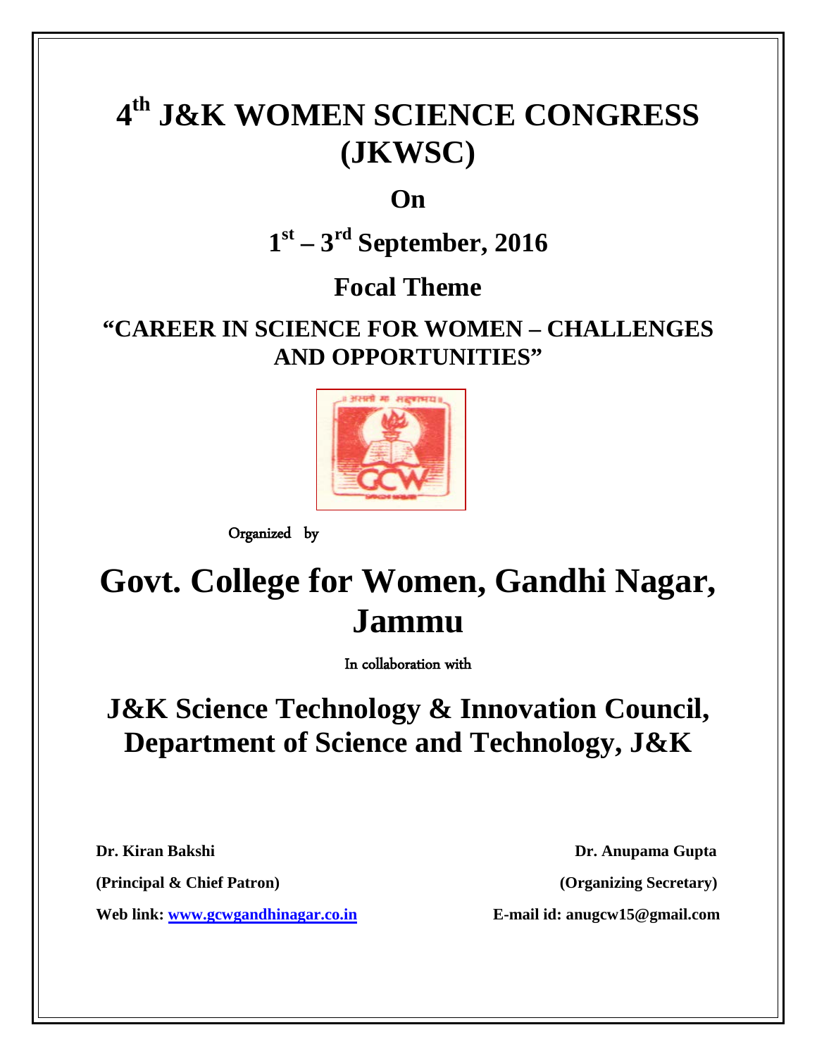# 4th J&K WOMEN SCIENCE CONGRESS (JKWSC)

## On

## 1st – 3rd September, 2016

## Focal Theme

### "CAREER IN SCIENCE FOR WOMEN – CHALLENGES AND OPPORTUNITIES"

Organized by

# Govt. College for Women, Gandhi Nagar, Jammu

In collaboration with

## J&K Science Technology & Innovation Council, Department of Science and Technology, J&K

**Dr. Kiran Bakshi**
**(Principal & Chief Patron)**
**Web link: [www.gcwgandhinagar.co.in](www.gcwgandhinagar.co.in)**

**Dr. Anupama Gupta**
**(Organizing Secretary)**
**E-mail id: anugcw15@gmail.com**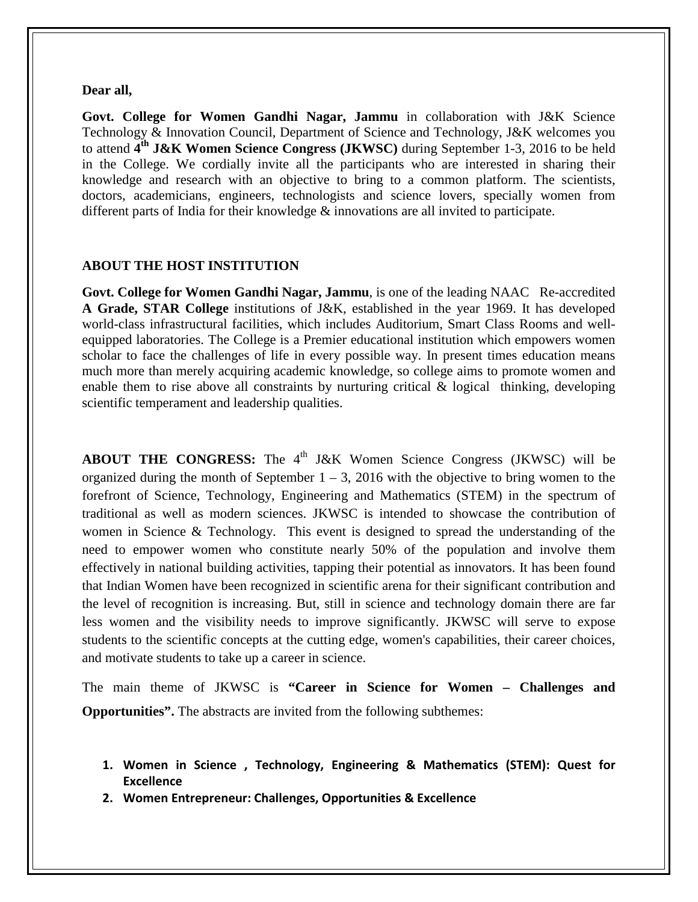**Dear all,**

**Govt. College for Women Gandhi Nagar, Jammu** in collaboration with J&K Science Technology & Innovation Council, Department of Science and Technology, J&K welcomes you to attend **4th J&K Women Science Congress (JKWSC)** during September 1-3, 2016 to be held in the College. We cordially invite all the participants who are interested in sharing their knowledge and research with an objective to bring to a common platform. The scientists, doctors, academicians, engineers, technologists and science lovers, specially women from different parts of India for their knowledge & innovations are all invited to participate.

## ABOUT THE HOST INSTITUTION

**Govt. College for Women Gandhi Nagar, Jammu**, is one of the leading NAAC Re-accredited **A Grade, STAR College** institutions of J&K, established in the year 1969. It has developed world-class infrastructural facilities, which includes Auditorium, Smart Class Rooms and well-equipped laboratories. The College is a Premier educational institution which empowers women scholar to face the challenges of life in every possible way. In present times education means much more than merely acquiring academic knowledge, so college aims to promote women and enable them to rise above all constraints by nurturing critical & logical thinking, developing scientific temperament and leadership qualities.

**ABOUT THE CONGRESS:** The 4th J&K Women Science Congress (JKWSC) will be organized during the month of September 1 – 3, 2016 with the objective to bring women to the forefront of Science, Technology, Engineering and Mathematics (STEM) in the spectrum of traditional as well as modern sciences. JKWSC is intended to showcase the contribution of women in Science & Technology. This event is designed to spread the understanding of the need to empower women who constitute nearly 50% of the population and involve them effectively in national building activities, tapping their potential as innovators. It has been found that Indian Women have been recognized in scientific arena for their significant contribution and the level of recognition is increasing. But, still in science and technology domain there are far less women and the visibility needs to improve significantly. JKWSC will serve to expose students to the scientific concepts at the cutting edge, women's capabilities, their career choices, and motivate students to take up a career in science.

The main theme of JKWSC is **"Career in Science for Women – Challenges and Opportunities".** The abstracts are invited from the following subthemes:

1. **Women in Science , Technology, Engineering & Mathematics (STEM): Quest for Excellence**
2. **Women Entrepreneur: Challenges, Opportunities & Excellence**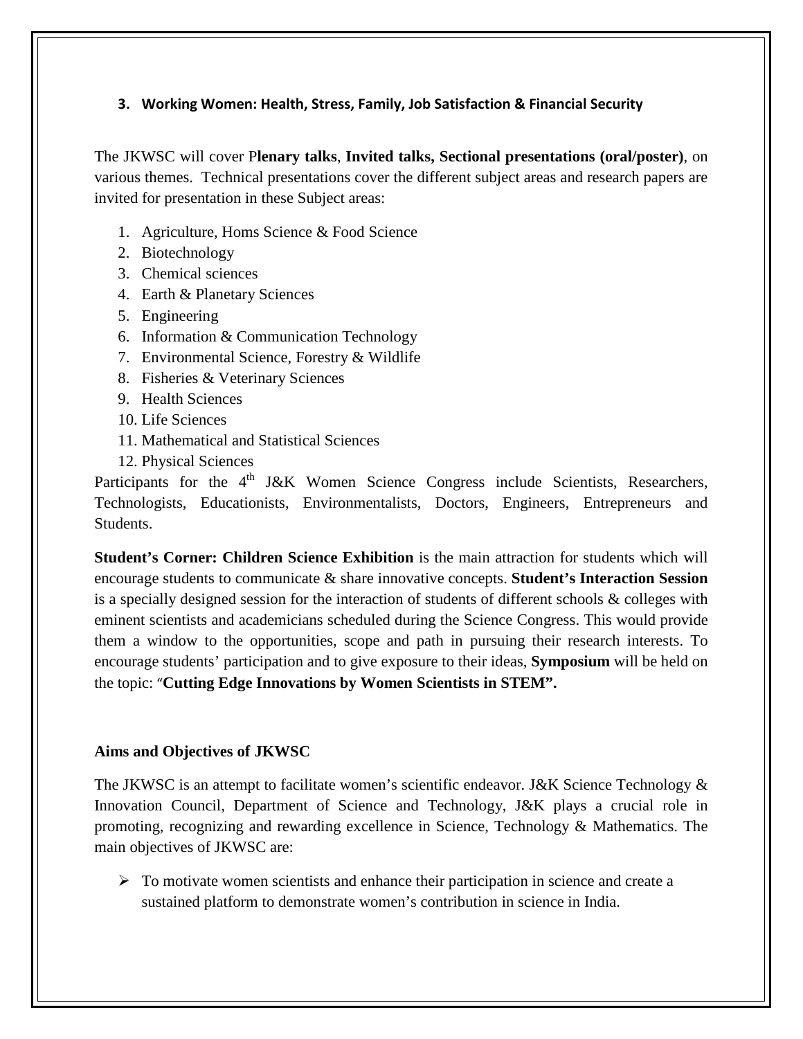**3. Working Women: Health, Stress, Family, Job Satisfaction & Financial Security**

The JKWSC will cover P**lenary talks**, **Invited talks, Sectional presentations (oral/poster)**, on various themes. Technical presentations cover the different subject areas and research papers are invited for presentation in these Subject areas:

1. Agriculture, Homs Science & Food Science
2. Biotechnology
3. Chemical sciences
4. Earth & Planetary Sciences
5. Engineering
6. Information & Communication Technology
7. Environmental Science, Forestry & Wildlife
8. Fisheries & Veterinary Sciences
9. Health Sciences
10. Life Sciences
11. Mathematical and Statistical Sciences
12. Physical Sciences

Participants for the 4th J&K Women Science Congress include Scientists, Researchers, Technologists, Educationists, Environmentalists, Doctors, Engineers, Entrepreneurs and Students.

**Student's Corner: Children Science Exhibition** is the main attraction for students which will encourage students to communicate & share innovative concepts. **Student's Interaction Session** is a specially designed session for the interaction of students of different schools & colleges with eminent scientists and academicians scheduled during the Science Congress. This would provide them a window to the opportunities, scope and path in pursuing their research interests. To encourage students' participation and to give exposure to their ideas, **Symposium** will be held on the topic: "**Cutting Edge Innovations by Women Scientists in STEM".**

**Aims and Objectives of JKWSC**

The JKWSC is an attempt to facilitate women's scientific endeavor. J&K Science Technology & Innovation Council, Department of Science and Technology, J&K plays a crucial role in promoting, recognizing and rewarding excellence in Science, Technology & Mathematics. The main objectives of JKWSC are:

- To motivate women scientists and enhance their participation in science and create a sustained platform to demonstrate women's contribution in science in India.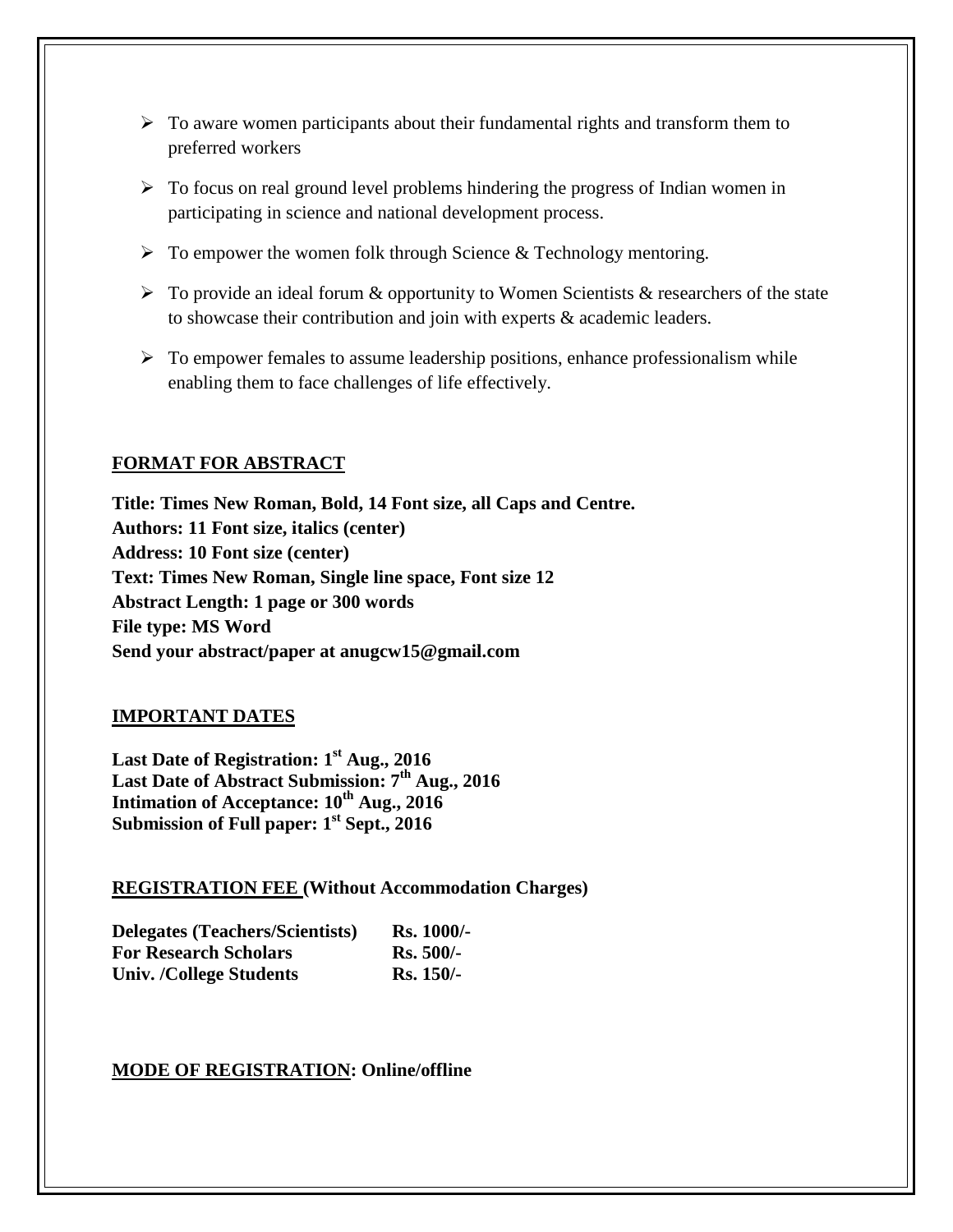- To aware women participants about their fundamental rights and transform them to preferred workers
- To focus on real ground level problems hindering the progress of Indian women in participating in science and national development process.
- To empower the women folk through Science & Technology mentoring.
- To provide an ideal forum & opportunity to Women Scientists & researchers of the state to showcase their contribution and join with experts & academic leaders.
- To empower females to assume leadership positions, enhance professionalism while enabling them to face challenges of life effectively.

## FORMAT FOR ABSTRACT

**Title: Times New Roman, Bold, 14 Font size, all Caps and Centre.**
**Authors: 11 Font size, italics (center)**
**Address: 10 Font size (center)**
**Text: Times New Roman, Single line space, Font size 12**
**Abstract Length: 1 page or 300 words**
**File type: MS Word**
**Send your abstract/paper at anugcw15@gmail.com**

## IMPORTANT DATES

**Last Date of Registration: 1st Aug., 2016**
**Last Date of Abstract Submission: 7th Aug., 2016**
**Intimation of Acceptance: 10th Aug., 2016**
**Submission of Full paper: 1st Sept., 2016**

## REGISTRATION FEE (Without Accommodation Charges)

| | |
|---|---|
| **Delegates (Teachers/Scientists)** | **Rs. 1000/-** |
| **For Research Scholars** | **Rs. 500/-** |
| **Univ. /College Students** | **Rs. 150/-** |

**MODE OF REGISTRATION: Online/offline**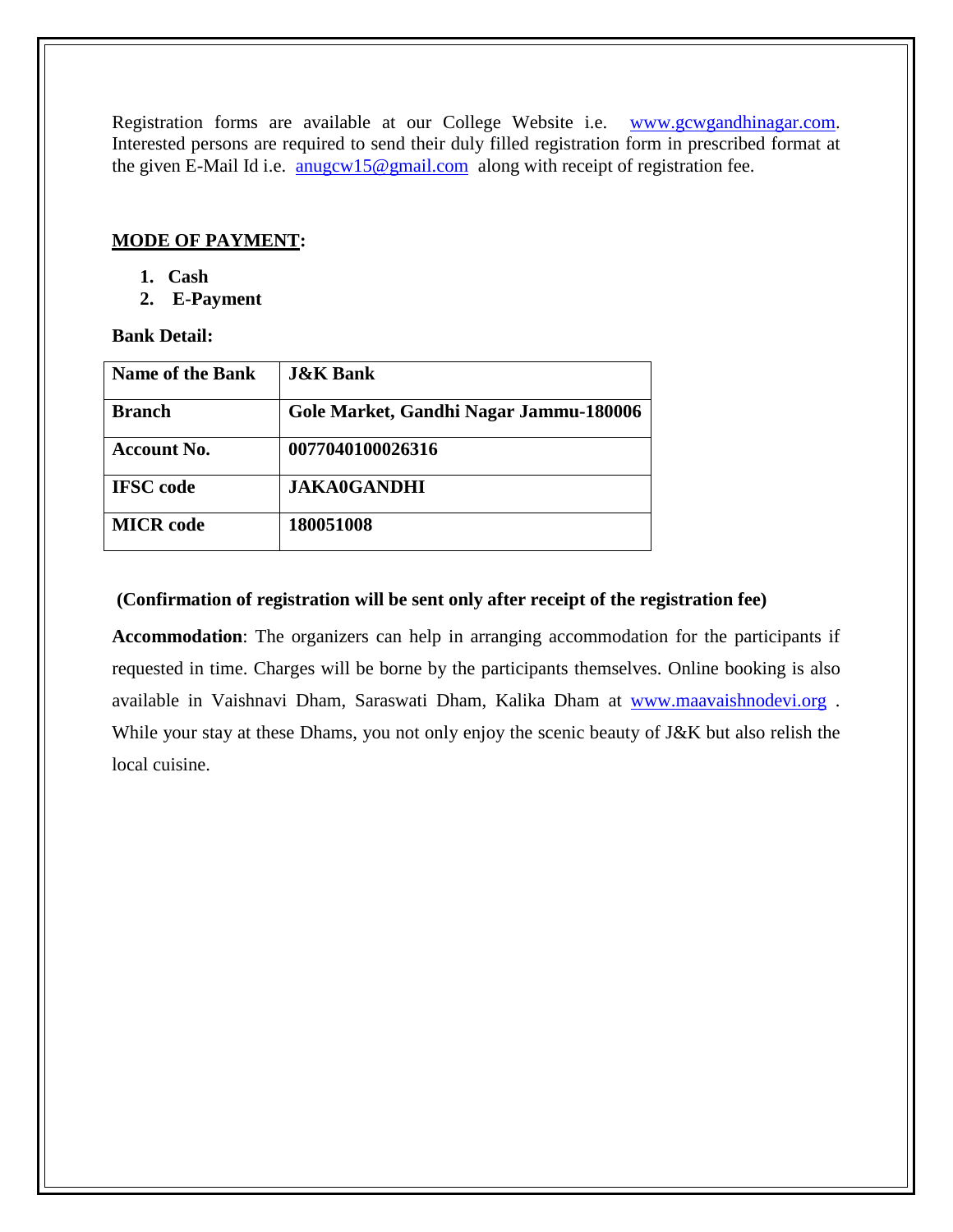Registration forms are available at our College Website i.e. www.gcwgandhinagar.com. Interested persons are required to send their duly filled registration form in prescribed format at the given E-Mail Id i.e. anugcw15@gmail.com along with receipt of registration fee.

**MODE OF PAYMENT:**

1. **Cash**
2. **E-Payment**

**Bank Detail:**

| **Name of the Bank** | **J&K Bank** |
|---|---|
| **Branch** | **Gole Market, Gandhi Nagar Jammu-180006** |
| **Account No.** | **0077040100026316** |
| **IFSC code** | **JAKA0GANDHI** |
| **MICR code** | **180051008** |

**(Confirmation of registration will be sent only after receipt of the registration fee)**

**Accommodation**: The organizers can help in arranging accommodation for the participants if requested in time. Charges will be borne by the participants themselves. Online booking is also available in Vaishnavi Dham, Saraswati Dham, Kalika Dham at www.maavaishnodevi.org . While your stay at these Dhams, you not only enjoy the scenic beauty of J&K but also relish the local cuisine.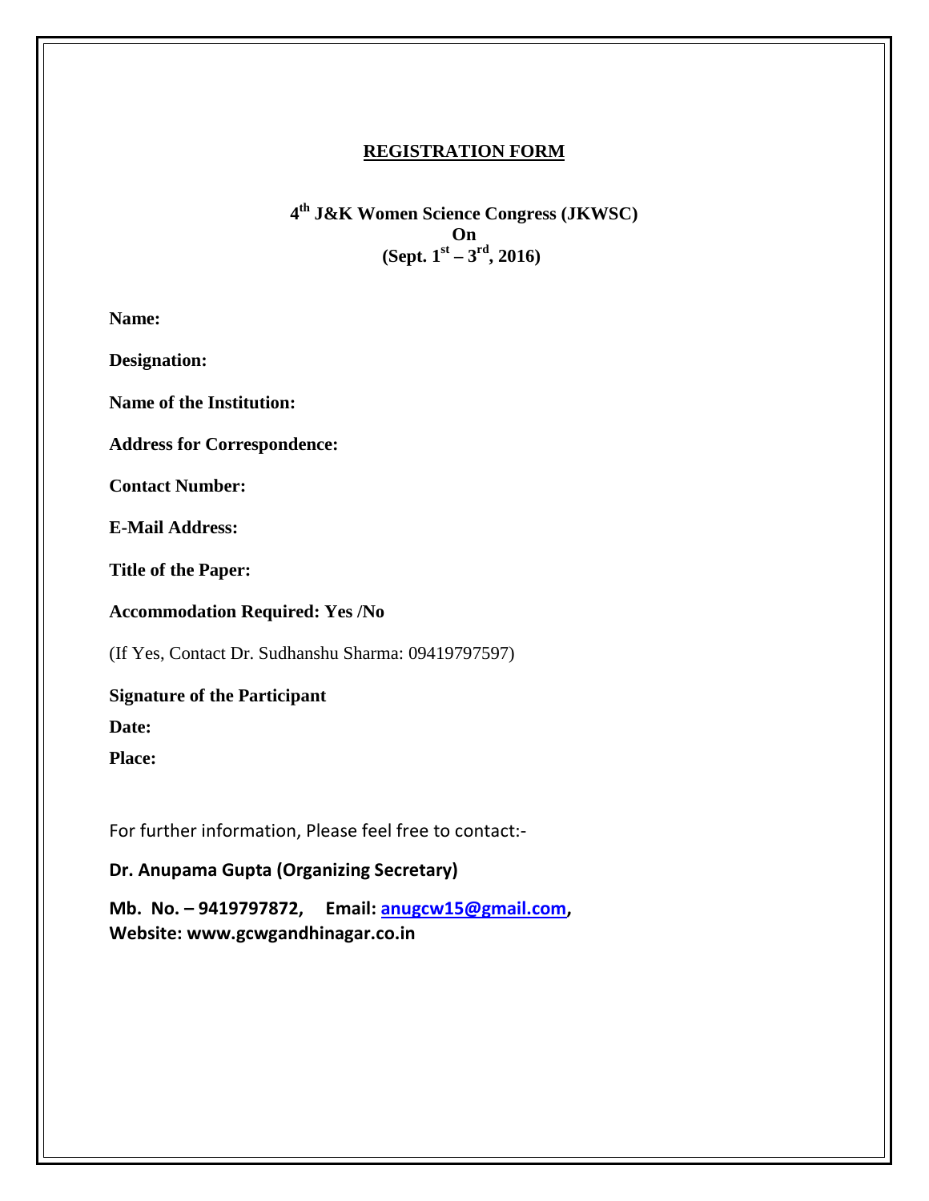# REGISTRATION FORM

**4th J&K Women Science Congress (JKWSC)**
**On**
**(Sept. 1st – 3rd, 2016)**

**Name:**

**Designation:**

**Name of the Institution:**

**Address for Correspondence:**

**Contact Number:**

**E-Mail Address:**

**Title of the Paper:**

**Accommodation Required: Yes /No**

(If Yes, Contact Dr. Sudhanshu Sharma: 09419797597)

**Signature of the Participant**

**Date:**

**Place:**

For further information, Please feel free to contact:-

**Dr. Anupama Gupta (Organizing Secretary)**

**Mb. No. – 9419797872, Email: anugcw15@gmail.com,**
**Website: www.gcwgandhinagar.co.in**